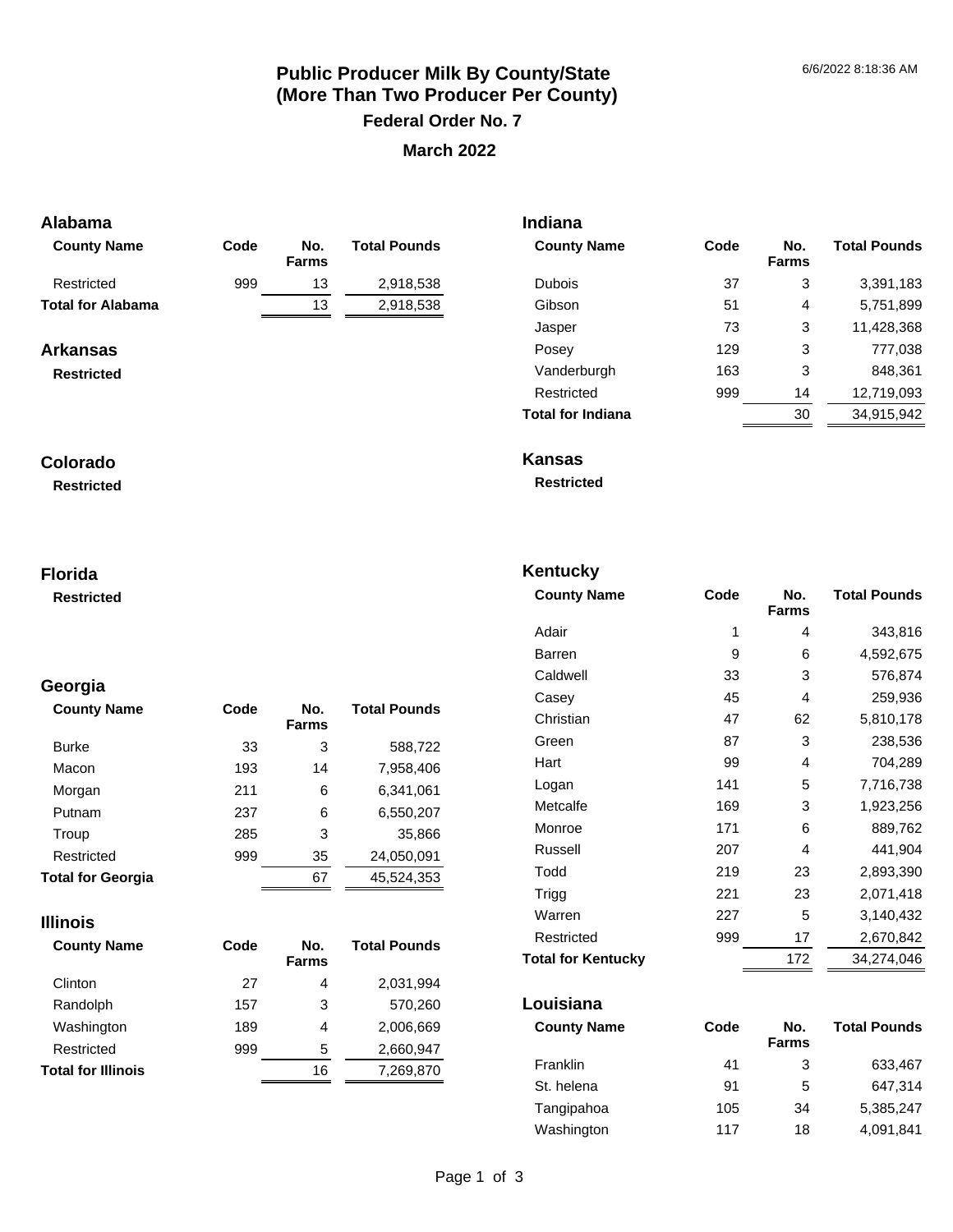# Public Producer Milk By County/State (More Than Two Producer Per County)

## Federal Order No. 7

## March 2022

### Alabama

| County Name | Code | No. Farms | Total Pounds |
|---|---|---|---|
| Restricted | 999 | 13 | 2,918,538 |
| **Total for Alabama** | | 13 | 2,918,538 |

### Arkansas

**Restricted**

### Colorado

**Restricted**

### Florida

**Restricted**

### Georgia

| County Name | Code | No. Farms | Total Pounds |
|---|---|---|---|
| Burke | 33 | 3 | 588,722 |
| Macon | 193 | 14 | 7,958,406 |
| Morgan | 211 | 6 | 6,341,061 |
| Putnam | 237 | 6 | 6,550,207 |
| Troup | 285 | 3 | 35,866 |
| Restricted | 999 | 35 | 24,050,091 |
| **Total for Georgia** | | 67 | 45,524,353 |

### Illinois

| County Name | Code | No. Farms | Total Pounds |
|---|---|---|---|
| Clinton | 27 | 4 | 2,031,994 |
| Randolph | 157 | 3 | 570,260 |
| Washington | 189 | 4 | 2,006,669 |
| Restricted | 999 | 5 | 2,660,947 |
| **Total for Illinois** | | 16 | 7,269,870 |

### Indiana

| County Name | Code | No. Farms | Total Pounds |
|---|---|---|---|
| Dubois | 37 | 3 | 3,391,183 |
| Gibson | 51 | 4 | 5,751,899 |
| Jasper | 73 | 3 | 11,428,368 |
| Posey | 129 | 3 | 777,038 |
| Vanderburgh | 163 | 3 | 848,361 |
| Restricted | 999 | 14 | 12,719,093 |
| **Total for Indiana** | | 30 | 34,915,942 |

### Kansas

**Restricted**

### Kentucky

| County Name | Code | No. Farms | Total Pounds |
|---|---|---|---|
| Adair | 1 | 4 | 343,816 |
| Barren | 9 | 6 | 4,592,675 |
| Caldwell | 33 | 3 | 576,874 |
| Casey | 45 | 4 | 259,936 |
| Christian | 47 | 62 | 5,810,178 |
| Green | 87 | 3 | 238,536 |
| Hart | 99 | 4 | 704,289 |
| Logan | 141 | 5 | 7,716,738 |
| Metcalfe | 169 | 3 | 1,923,256 |
| Monroe | 171 | 6 | 889,762 |
| Russell | 207 | 4 | 441,904 |
| Todd | 219 | 23 | 2,893,390 |
| Trigg | 221 | 23 | 2,071,418 |
| Warren | 227 | 5 | 3,140,432 |
| Restricted | 999 | 17 | 2,670,842 |
| **Total for Kentucky** | | 172 | 34,274,046 |

### Louisiana

| County Name | Code | No. Farms | Total Pounds |
|---|---|---|---|
| Franklin | 41 | 3 | 633,467 |
| St. helena | 91 | 5 | 647,314 |
| Tangipahoa | 105 | 34 | 5,385,247 |
| Washington | 117 | 18 | 4,091,841 |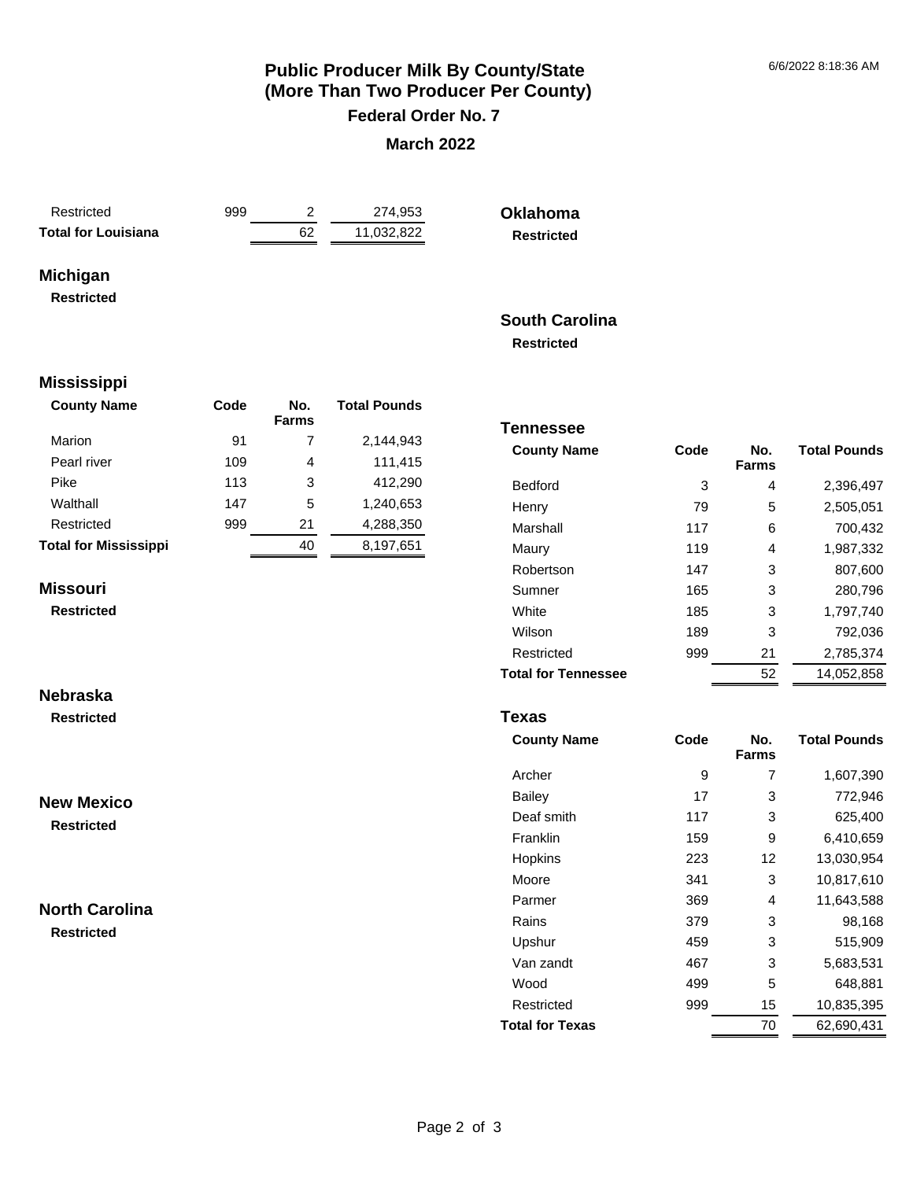# Public Producer Milk By County/State
## (More Than Two Producer Per County)
### Federal Order No. 7
### March 2022

| County Name | Code | No. Farms | Total Pounds |
|---|---|---|---|
| Restricted | 999 | 2 | 274,953 |
| **Total for Louisiana** | | 62 | 11,032,822 |

## Michigan

**Restricted**

## Mississippi

| County Name | Code | No. Farms | Total Pounds |
|---|---|---|---|
| Marion | 91 | 7 | 2,144,943 |
| Pearl river | 109 | 4 | 111,415 |
| Pike | 113 | 3 | 412,290 |
| Walthall | 147 | 5 | 1,240,653 |
| Restricted | 999 | 21 | 4,288,350 |
| **Total for Mississippi** | | 40 | 8,197,651 |

## Missouri

**Restricted**

## Nebraska

**Restricted**

## New Mexico

**Restricted**

## North Carolina

**Restricted**

## Oklahoma

**Restricted**

## South Carolina

**Restricted**

## Tennessee

| County Name | Code | No. Farms | Total Pounds |
|---|---|---|---|
| Bedford | 3 | 4 | 2,396,497 |
| Henry | 79 | 5 | 2,505,051 |
| Marshall | 117 | 6 | 700,432 |
| Maury | 119 | 4 | 1,987,332 |
| Robertson | 147 | 3 | 807,600 |
| Sumner | 165 | 3 | 280,796 |
| White | 185 | 3 | 1,797,740 |
| Wilson | 189 | 3 | 792,036 |
| Restricted | 999 | 21 | 2,785,374 |
| **Total for Tennessee** | | 52 | 14,052,858 |

## Texas

| County Name | Code | No. Farms | Total Pounds |
|---|---|---|---|
| Archer | 9 | 7 | 1,607,390 |
| Bailey | 17 | 3 | 772,946 |
| Deaf smith | 117 | 3 | 625,400 |
| Franklin | 159 | 9 | 6,410,659 |
| Hopkins | 223 | 12 | 13,030,954 |
| Moore | 341 | 3 | 10,817,610 |
| Parmer | 369 | 4 | 11,643,588 |
| Rains | 379 | 3 | 98,168 |
| Upshur | 459 | 3 | 515,909 |
| Van zandt | 467 | 3 | 5,683,531 |
| Wood | 499 | 5 | 648,881 |
| Restricted | 999 | 15 | 10,835,395 |
| **Total for Texas** | | 70 | 62,690,431 |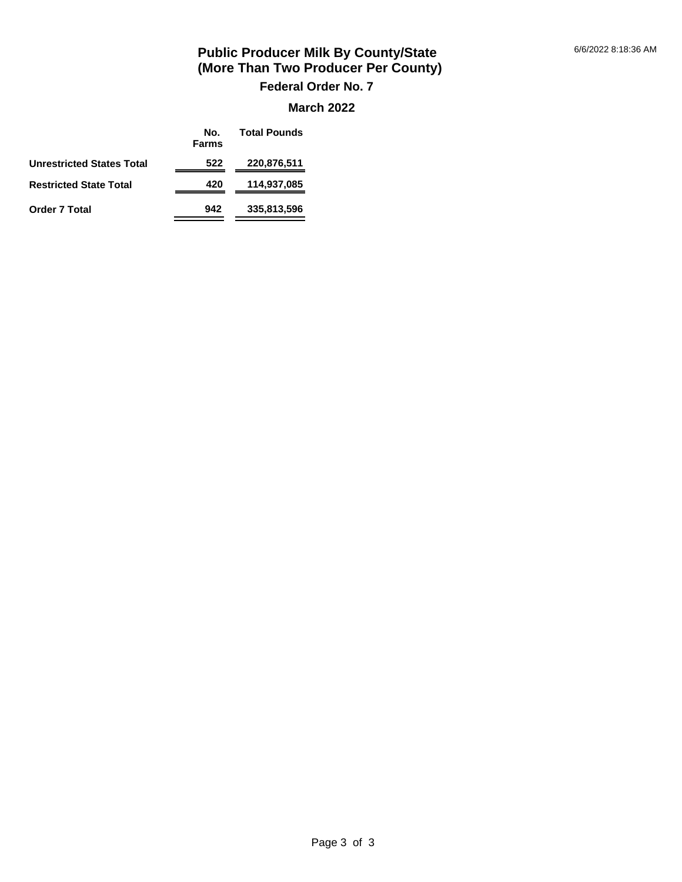# Public Producer Milk By County/State
# (More Than Two Producer Per County)

## Federal Order No. 7

### March 2022

| | No. Farms | Total Pounds |
|---|---|---|
| **Unrestricted States Total** | **522** | **220,876,511** |
| **Restricted State Total** | **420** | **114,937,085** |
| **Order 7 Total** | **942** | **335,813,596** |